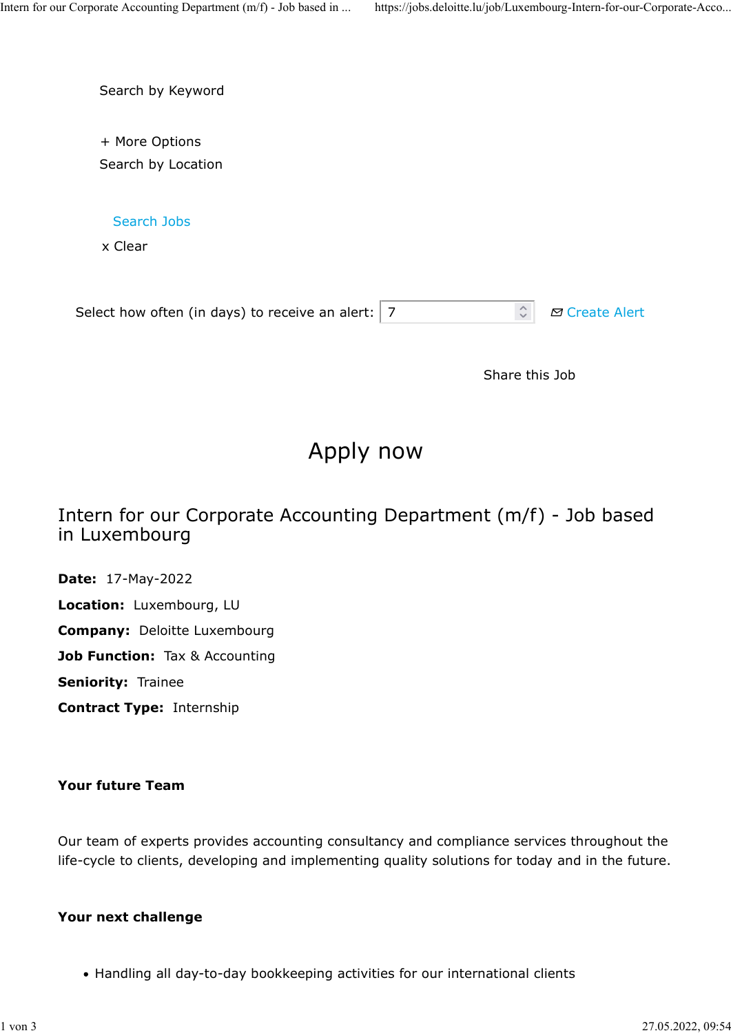Search by Keyword

+ More Options

Search by Location

Search Jobs

x Clear

Select how often (in days) to receive an alert: 7 Create Alert

Share this Job

# Apply now

## Intern for our Corporate Accounting Department (m/f) - Job based in Luxembourg

**Date:** 17-May-2022

**Location:** Luxembourg, LU

**Company:** Deloitte Luxembourg

**Job Function:** Tax & Accounting

**Seniority:** Trainee

**Contract Type:** Internship

**Your future Team**

Our team of experts provides accounting consultancy and compliance services throughout the life-cycle to clients, developing and implementing quality solutions for today and in the future.

**Your next challenge**

- Handling all day-to-day bookkeeping activities for our international clients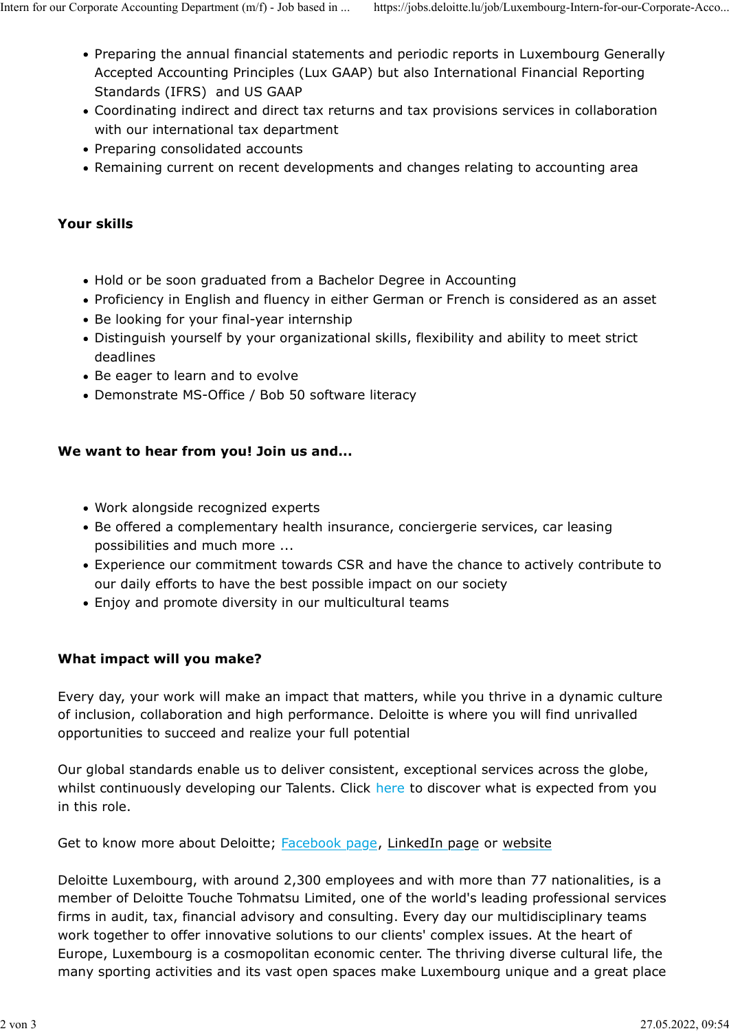- Preparing the annual financial statements and periodic reports in Luxembourg Generally Accepted Accounting Principles (Lux GAAP) but also International Financial Reporting Standards (IFRS) and US GAAP
- Coordinating indirect and direct tax returns and tax provisions services in collaboration with our international tax department
- Preparing consolidated accounts
- Remaining current on recent developments and changes relating to accounting area

**Your skills**

- Hold or be soon graduated from a Bachelor Degree in Accounting
- Proficiency in English and fluency in either German or French is considered as an asset
- Be looking for your final-year internship
- Distinguish yourself by your organizational skills, flexibility and ability to meet strict deadlines
- Be eager to learn and to evolve
- Demonstrate MS-Office / Bob 50 software literacy

**We want to hear from you! Join us and...**

- Work alongside recognized experts
- Be offered a complementary health insurance, conciergerie services, car leasing possibilities and much more ...
- Experience our commitment towards CSR and have the chance to actively contribute to our daily efforts to have the best possible impact on our society
- Enjoy and promote diversity in our multicultural teams

**What impact will you make?**

Every day, your work will make an impact that matters, while you thrive in a dynamic culture of inclusion, collaboration and high performance. Deloitte is where you will find unrivalled opportunities to succeed and realize your full potential

Our global standards enable us to deliver consistent, exceptional services across the globe, whilst continuously developing our Talents. Click here to discover what is expected from you in this role.

Get to know more about Deloitte; Facebook page, LinkedIn page or website

Deloitte Luxembourg, with around 2,300 employees and with more than 77 nationalities, is a member of Deloitte Touche Tohmatsu Limited, one of the world's leading professional services firms in audit, tax, financial advisory and consulting. Every day our multidisciplinary teams work together to offer innovative solutions to our clients' complex issues. At the heart of Europe, Luxembourg is a cosmopolitan economic center. The thriving diverse cultural life, the many sporting activities and its vast open spaces make Luxembourg unique and a great place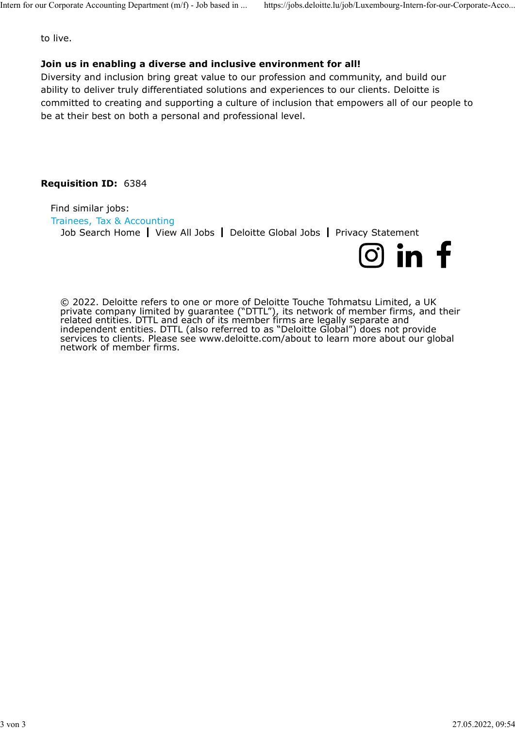to live.

**Join us in enabling a diverse and inclusive environment for all!**
Diversity and inclusion bring great value to our profession and community, and build our ability to deliver truly differentiated solutions and experiences to our clients. Deloitte is committed to creating and supporting a culture of inclusion that empowers all of our people to be at their best on both a personal and professional level.

**Requisition ID:** 6384

Find similar jobs:
Trainees, Tax & Accounting

Job Search Home | View All Jobs | Deloitte Global Jobs | Privacy Statement

© 2022. Deloitte refers to one or more of Deloitte Touche Tohmatsu Limited, a UK private company limited by guarantee ("DTTL"), its network of member firms, and their related entities. DTTL and each of its member firms are legally separate and independent entities. DTTL (also referred to as "Deloitte Global") does not provide services to clients. Please see www.deloitte.com/about to learn more about our global network of member firms.